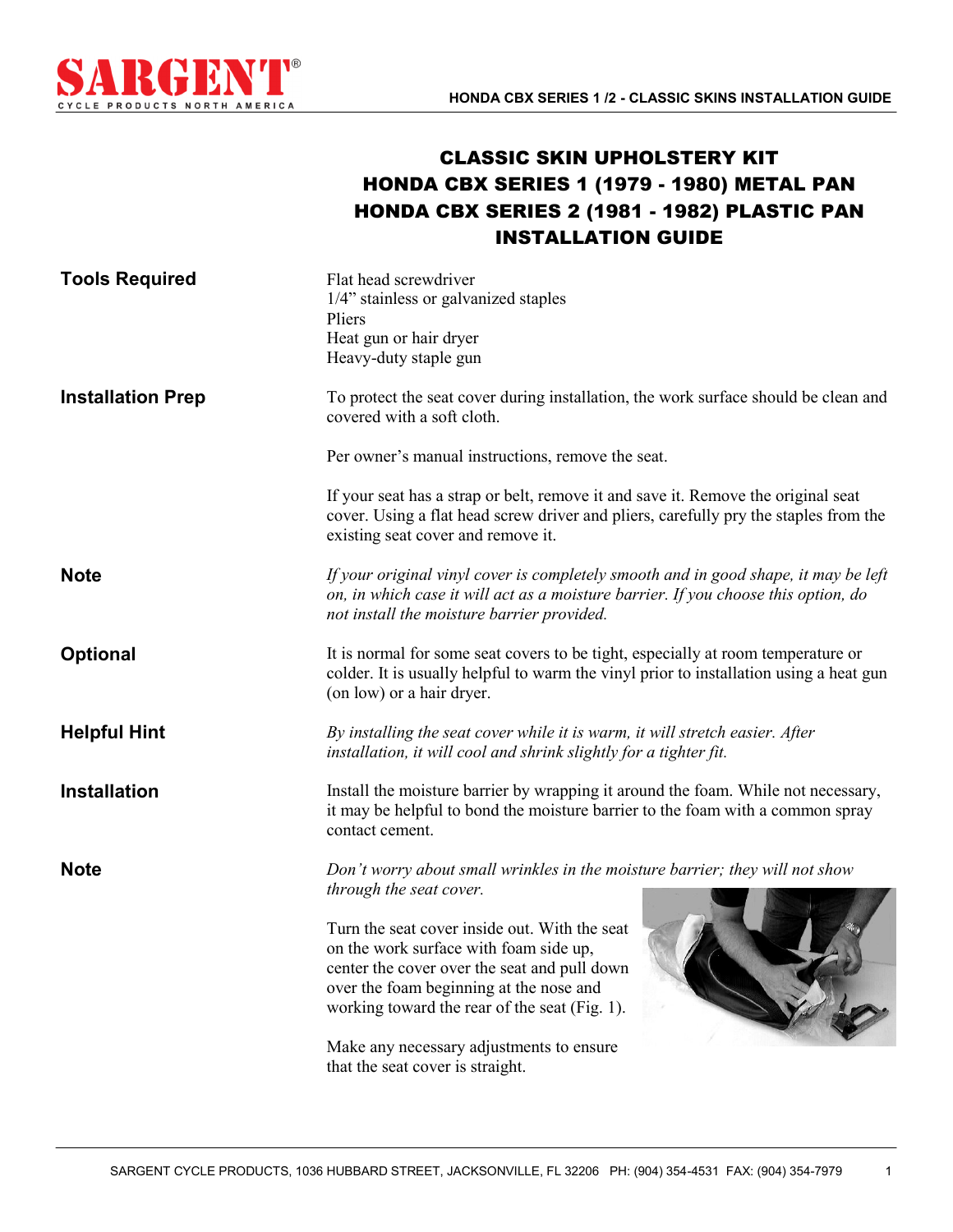# CLASSIC SKIN UPHOLSTERY KIT
# HONDA CBX SERIES 1 (1979 - 1980) METAL PAN
# HONDA CBX SERIES 2 (1981 - 1982) PLASTIC PAN
# INSTALLATION GUIDE

**Tools Required**

Flat head screwdriver
1/4" stainless or galvanized staples
Pliers
Heat gun or hair dryer
Heavy-duty staple gun

**Installation Prep**

To protect the seat cover during installation, the work surface should be clean and covered with a soft cloth.

Per owner's manual instructions, remove the seat.

If your seat has a strap or belt, remove it and save it. Remove the original seat cover. Using a flat head screw driver and pliers, carefully pry the staples from the existing seat cover and remove it.

**Note**

*If your original vinyl cover is completely smooth and in good shape, it may be left on, in which case it will act as a moisture barrier. If you choose this option, do not install the moisture barrier provided.*

**Optional**

It is normal for some seat covers to be tight, especially at room temperature or colder. It is usually helpful to warm the vinyl prior to installation using a heat gun (on low) or a hair dryer.

**Helpful Hint**

*By installing the seat cover while it is warm, it will stretch easier. After installation, it will cool and shrink slightly for a tighter fit.*

**Installation**

Install the moisture barrier by wrapping it around the foam. While not necessary, it may be helpful to bond the moisture barrier to the foam with a common spray contact cement.

**Note**

*Don't worry about small wrinkles in the moisture barrier; they will not show through the seat cover.*

Turn the seat cover inside out. With the seat on the work surface with foam side up, center the cover over the seat and pull down over the foam beginning at the nose and working toward the rear of the seat (Fig. 1).

Make any necessary adjustments to ensure that the seat cover is straight.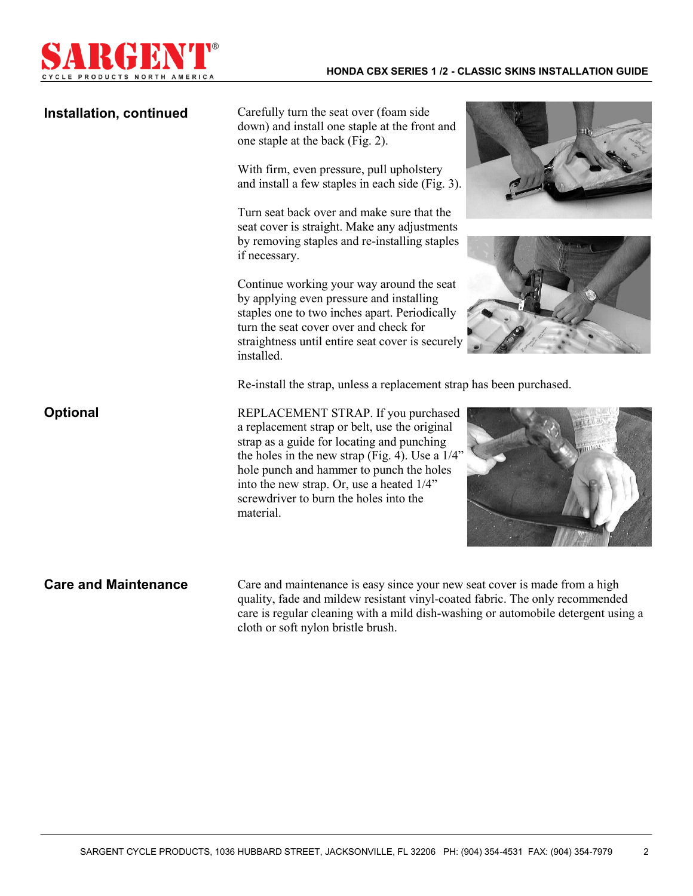## Installation, continued

Carefully turn the seat over (foam side down) and install one staple at the front and one staple at the back (Fig. 2).

With firm, even pressure, pull upholstery and install a few staples in each side (Fig. 3).

Turn seat back over and make sure that the seat cover is straight. Make any adjustments by removing staples and re-installing staples if necessary.

Continue working your way around the seat by applying even pressure and installing staples one to two inches apart. Periodically turn the seat cover over and check for straightness until entire seat cover is securely installed.

Re-install the strap, unless a replacement strap has been purchased.

## Optional

REPLACEMENT STRAP. If you purchased a replacement strap or belt, use the original strap as a guide for locating and punching the holes in the new strap (Fig. 4). Use a 1/4" hole punch and hammer to punch the holes into the new strap. Or, use a heated 1/4" screwdriver to burn the holes into the material.

## Care and Maintenance

Care and maintenance is easy since your new seat cover is made from a high quality, fade and mildew resistant vinyl-coated fabric. The only recommended care is regular cleaning with a mild dish-washing or automobile detergent using a cloth or soft nylon bristle brush.